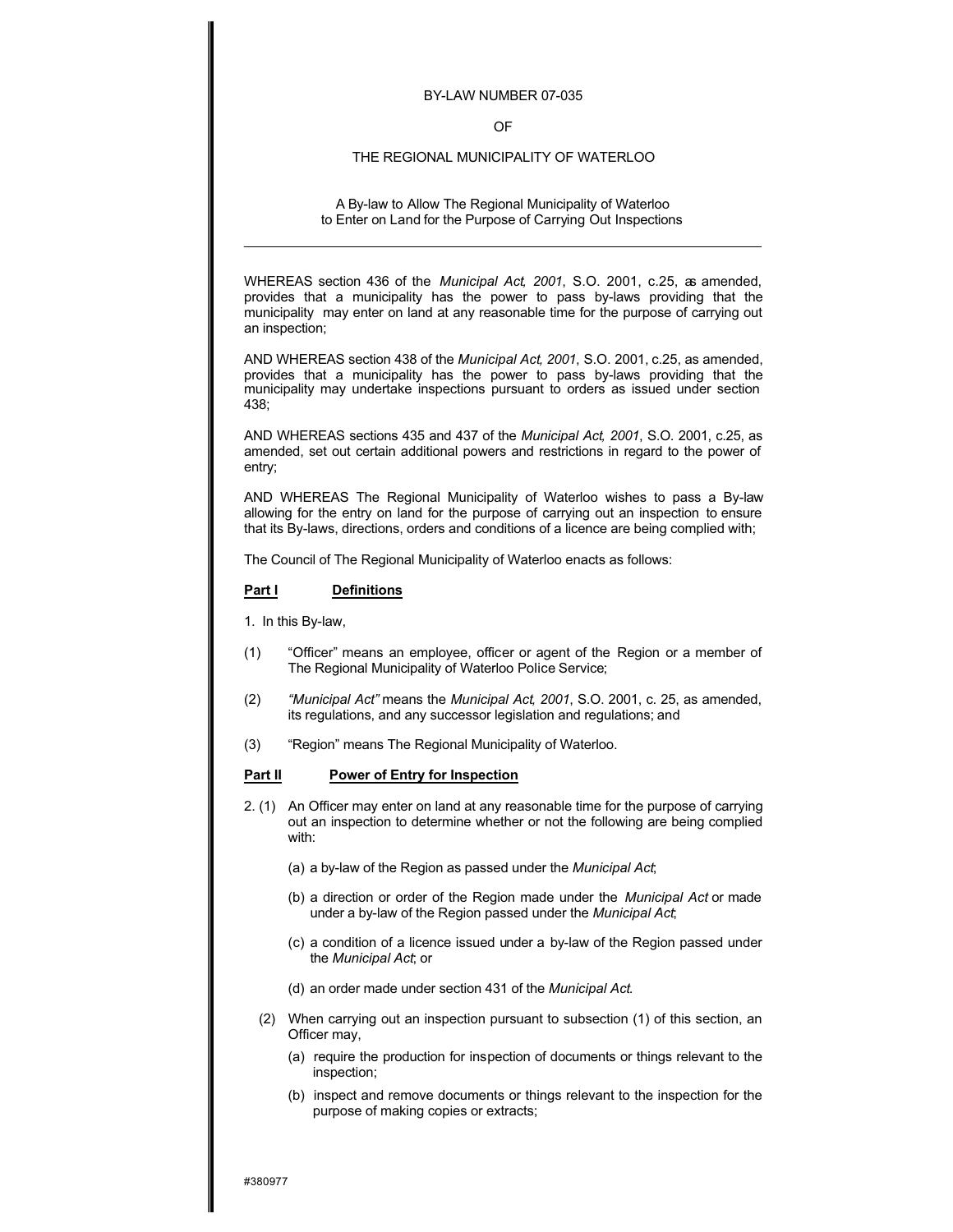BY-LAW NUMBER 07-035

OF

THE REGIONAL MUNICIPALITY OF WATERLOO

A By-law to Allow The Regional Municipality of Waterloo to Enter on Land for the Purpose of Carrying Out Inspections

---

WHEREAS section 436 of the *Municipal Act, 2001*, S.O. 2001, c.25, as amended, provides that a municipality has the power to pass by-laws providing that the municipality may enter on land at any reasonable time for the purpose of carrying out an inspection;

AND WHEREAS section 438 of the *Municipal Act, 2001*, S.O. 2001, c.25, as amended, provides that a municipality has the power to pass by-laws providing that the municipality may undertake inspections pursuant to orders as issued under section 438;

AND WHEREAS sections 435 and 437 of the *Municipal Act, 2001*, S.O. 2001, c.25, as amended, set out certain additional powers and restrictions in regard to the power of entry;

AND WHEREAS The Regional Municipality of Waterloo wishes to pass a By-law allowing for the entry on land for the purpose of carrying out an inspection to ensure that its By-laws, directions, orders and conditions of a licence are being complied with;

The Council of The Regional Municipality of Waterloo enacts as follows:

**Part I Definitions**

1. In this By-law,

(1) "Officer" means an employee, officer or agent of the Region or a member of The Regional Municipality of Waterloo Police Service;

(2) *"Municipal Act"* means the *Municipal Act, 2001*, S.O. 2001, c. 25, as amended, its regulations, and any successor legislation and regulations; and

(3) "Region" means The Regional Municipality of Waterloo.

**Part II Power of Entry for Inspection**

2. (1) An Officer may enter on land at any reasonable time for the purpose of carrying out an inspection to determine whether or not the following are being complied with:

(a) a by-law of the Region as passed under the *Municipal Act*;

(b) a direction or order of the Region made under the *Municipal Act* or made under a by-law of the Region passed under the *Municipal Act*;

(c) a condition of a licence issued under a by-law of the Region passed under the *Municipal Act*; or

(d) an order made under section 431 of the *Municipal Act.*

(2) When carrying out an inspection pursuant to subsection (1) of this section, an Officer may,

(a) require the production for inspection of documents or things relevant to the inspection;

(b) inspect and remove documents or things relevant to the inspection for the purpose of making copies or extracts;

#380977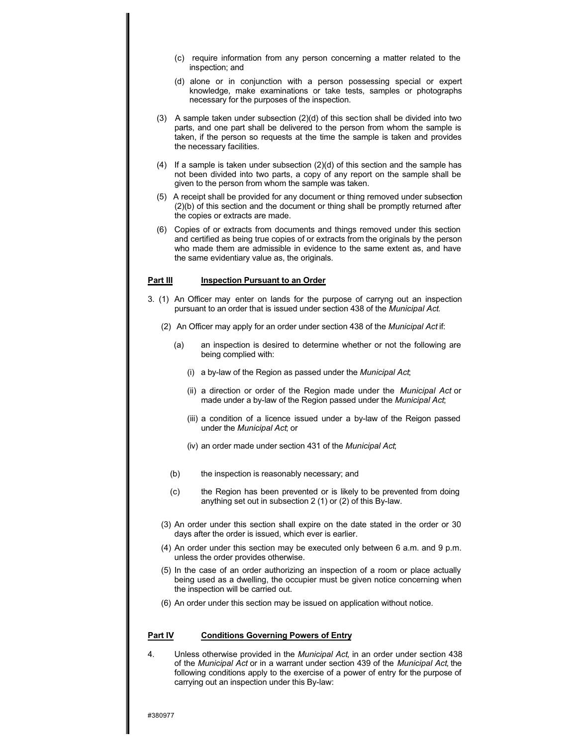(c) require information from any person concerning a matter related to the inspection; and

(d) alone or in conjunction with a person possessing special or expert knowledge, make examinations or take tests, samples or photographs necessary for the purposes of the inspection.

(3) A sample taken under subsection (2)(d) of this section shall be divided into two parts, and one part shall be delivered to the person from whom the sample is taken, if the person so requests at the time the sample is taken and provides the necessary facilities.

(4) If a sample is taken under subsection (2)(d) of this section and the sample has not been divided into two parts, a copy of any report on the sample shall be given to the person from whom the sample was taken.

(5) A receipt shall be provided for any document or thing removed under subsection (2)(b) of this section and the document or thing shall be promptly returned after the copies or extracts are made.

(6) Copies of or extracts from documents and things removed under this section and certified as being true copies of or extracts from the originals by the person who made them are admissible in evidence to the same extent as, and have the same evidentiary value as, the originals.

**Part III** **Inspection Pursuant to an Order**

3. (1) An Officer may enter on lands for the purpose of carryng out an inspection pursuant to an order that is issued under section 438 of the *Municipal Act*.

(2) An Officer may apply for an order under section 438 of the *Municipal Act* if:

(a) an inspection is desired to determine whether or not the following are being complied with:

(i) a by-law of the Region as passed under the *Municipal Act*;

(ii) a direction or order of the Region made under the *Municipal Act* or made under a by-law of the Region passed under the *Municipal Act*;

(iii) a condition of a licence issued under a by-law of the Reigon passed under the *Municipal Act*; or

(iv) an order made under section 431 of the *Municipal Act*;

(b) the inspection is reasonably necessary; and

(c) the Region has been prevented or is likely to be prevented from doing anything set out in subsection 2 (1) or (2) of this By-law.

(3) An order under this section shall expire on the date stated in the order or 30 days after the order is issued, which ever is earlier.

(4) An order under this section may be executed only between 6 a.m. and 9 p.m. unless the order provides otherwise.

(5) In the case of an order authorizing an inspection of a room or place actually being used as a dwelling, the occupier must be given notice concerning when the inspection will be carried out.

(6) An order under this section may be issued on application without notice.

**Part IV** **Conditions Governing Powers of Entry**

4. Unless otherwise provided in the *Municipal Act*, in an order under section 438 of the *Municipal Act* or in a warrant under section 439 of the *Municipal Act*, the following conditions apply to the exercise of a power of entry for the purpose of carrying out an inspection under this By-law:

#380977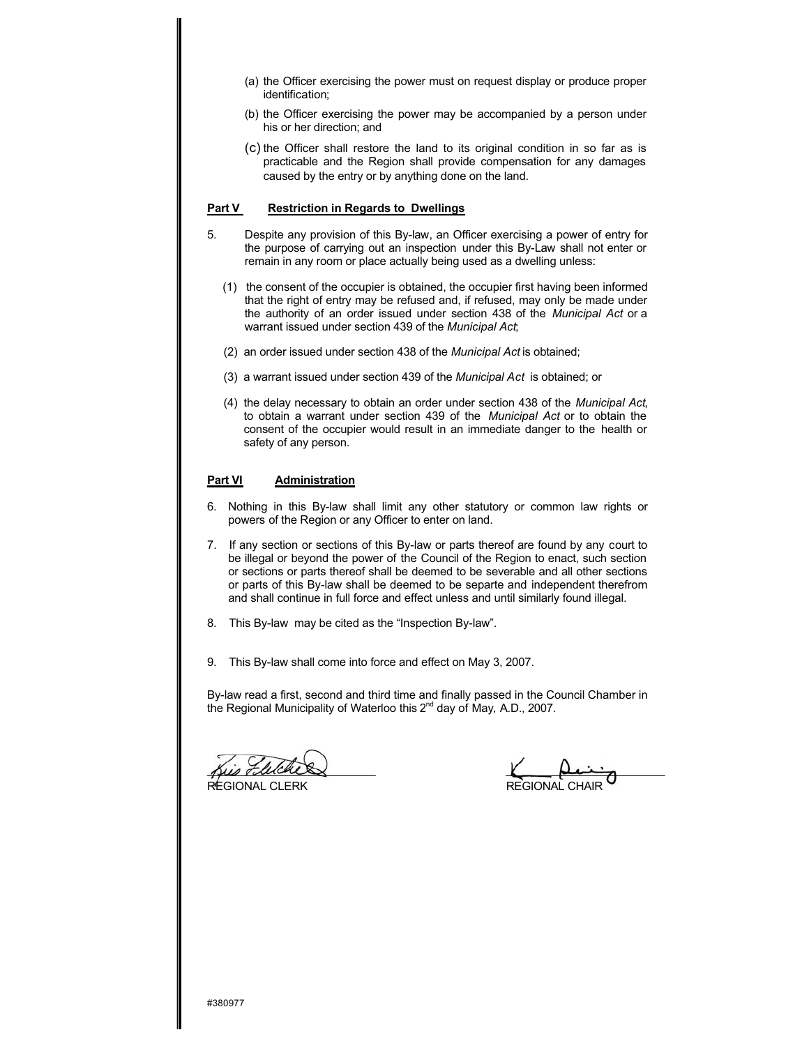(a) the Officer exercising the power must on request display or produce proper identification;

(b) the Officer exercising the power may be accompanied by a person under his or her direction; and

(c) the Officer shall restore the land to its original condition in so far as is practicable and the Region shall provide compensation for any damages caused by the entry or by anything done on the land.

**Part V** **Restriction in Regards to Dwellings**

5. Despite any provision of this By-law, an Officer exercising a power of entry for the purpose of carrying out an inspection under this By-Law shall not enter or remain in any room or place actually being used as a dwelling unless:

   (1) the consent of the occupier is obtained, the occupier first having been informed that the right of entry may be refused and, if refused, may only be made under the authority of an order issued under section 438 of the *Municipal Act* or a warrant issued under section 439 of the *Municipal Act*;

   (2) an order issued under section 438 of the *Municipal Act* is obtained;

   (3) a warrant issued under section 439 of the *Municipal Act* is obtained; or

   (4) the delay necessary to obtain an order under section 438 of the *Municipal Act*, to obtain a warrant under section 439 of the *Municipal Act* or to obtain the consent of the occupier would result in an immediate danger to the health or safety of any person.

**Part VI** **Administration**

6. Nothing in this By-law shall limit any other statutory or common law rights or powers of the Region or any Officer to enter on land.

7. If any section or sections of this By-law or parts thereof are found by any court to be illegal or beyond the power of the Council of the Region to enact, such section or sections or parts thereof shall be deemed to be severable and all other sections or parts of this By-law shall be deemed to be separte and independent therefrom and shall continue in full force and effect unless and until similarly found illegal.

8. This By-law may be cited as the "Inspection By-law".

9. This By-law shall come into force and effect on May 3, 2007.

By-law read a first, second and third time and finally passed in the Council Chamber in the Regional Municipality of Waterloo this 2nd day of May, A.D., 2007.

REGIONAL CLERK

REGIONAL CHAIR

#380977